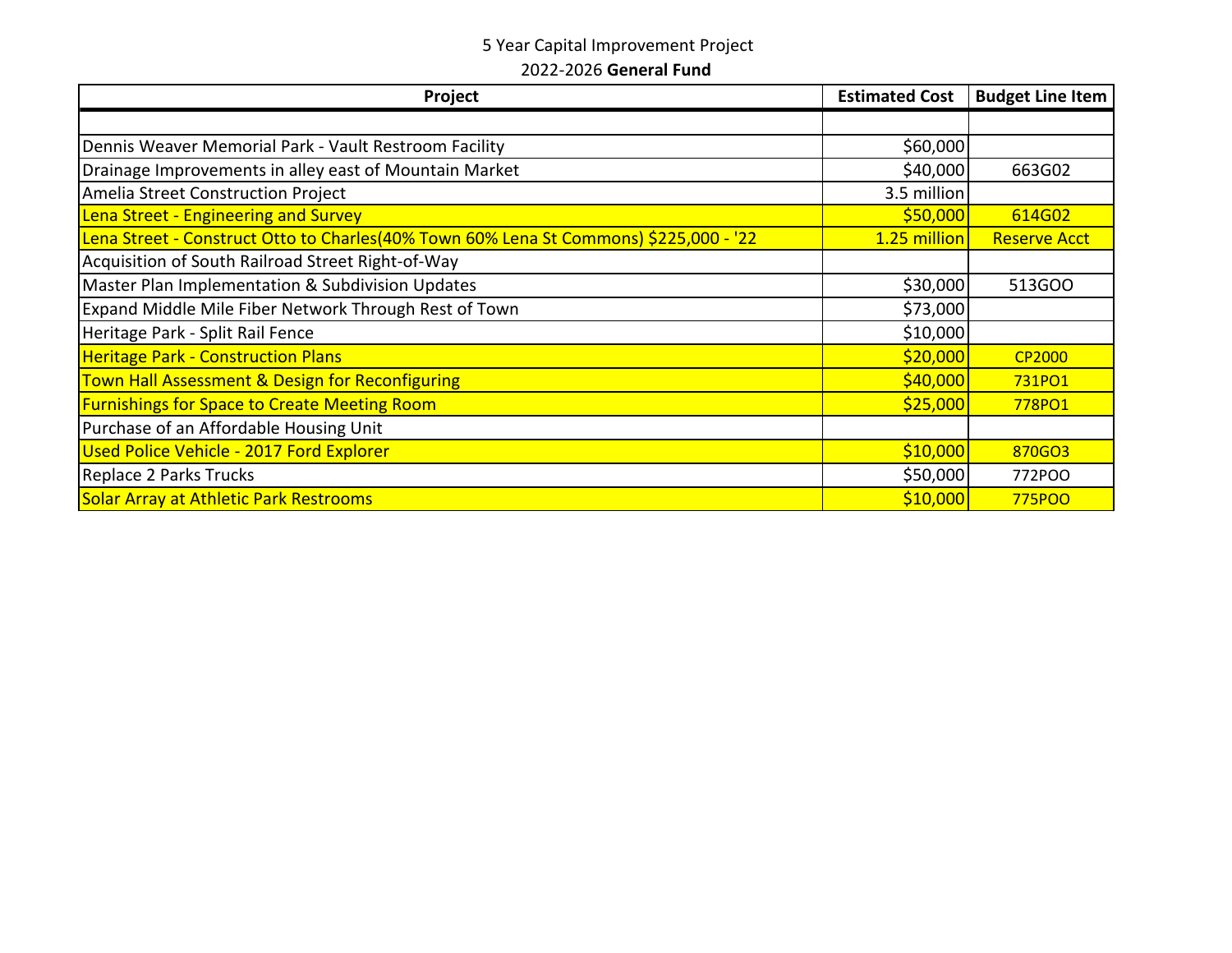5 Year Capital Improvement Project

2022-2026 **General Fund**

| Project | Estimated Cost | Budget Line Item |
|---|---|---|
| | | |
| Dennis Weaver Memorial Park - Vault Restroom Facility | $60,000 | |
| Drainage Improvements in alley east of Mountain Market | $40,000 | 663G02 |
| Amelia Street Construction Project | 3.5 million | |
| Lena Street - Engineering and Survey | $50,000 | 614G02 |
| Lena Street - Construct Otto to Charles(40% Town 60% Lena St Commons) $225,000 - '22 | 1.25 million | Reserve Acct |
| Acquisition of South Railroad Street Right-of-Way | | |
| Master Plan Implementation & Subdivision Updates | $30,000 | 513GOO |
| Expand Middle Mile Fiber Network Through Rest of Town | $73,000 | |
| Heritage Park - Split Rail Fence | $10,000 | |
| Heritage Park - Construction Plans | $20,000 | CP2000 |
| Town Hall Assessment & Design for Reconfiguring | $40,000 | 731PO1 |
| Furnishings for Space to Create Meeting Room | $25,000 | 778PO1 |
| Purchase of an Affordable Housing Unit | | |
| Used Police Vehicle - 2017 Ford Explorer | $10,000 | 870GO3 |
| Replace 2 Parks Trucks | $50,000 | 772POO |
| Solar Array at Athletic Park Restrooms | $10,000 | 775POO |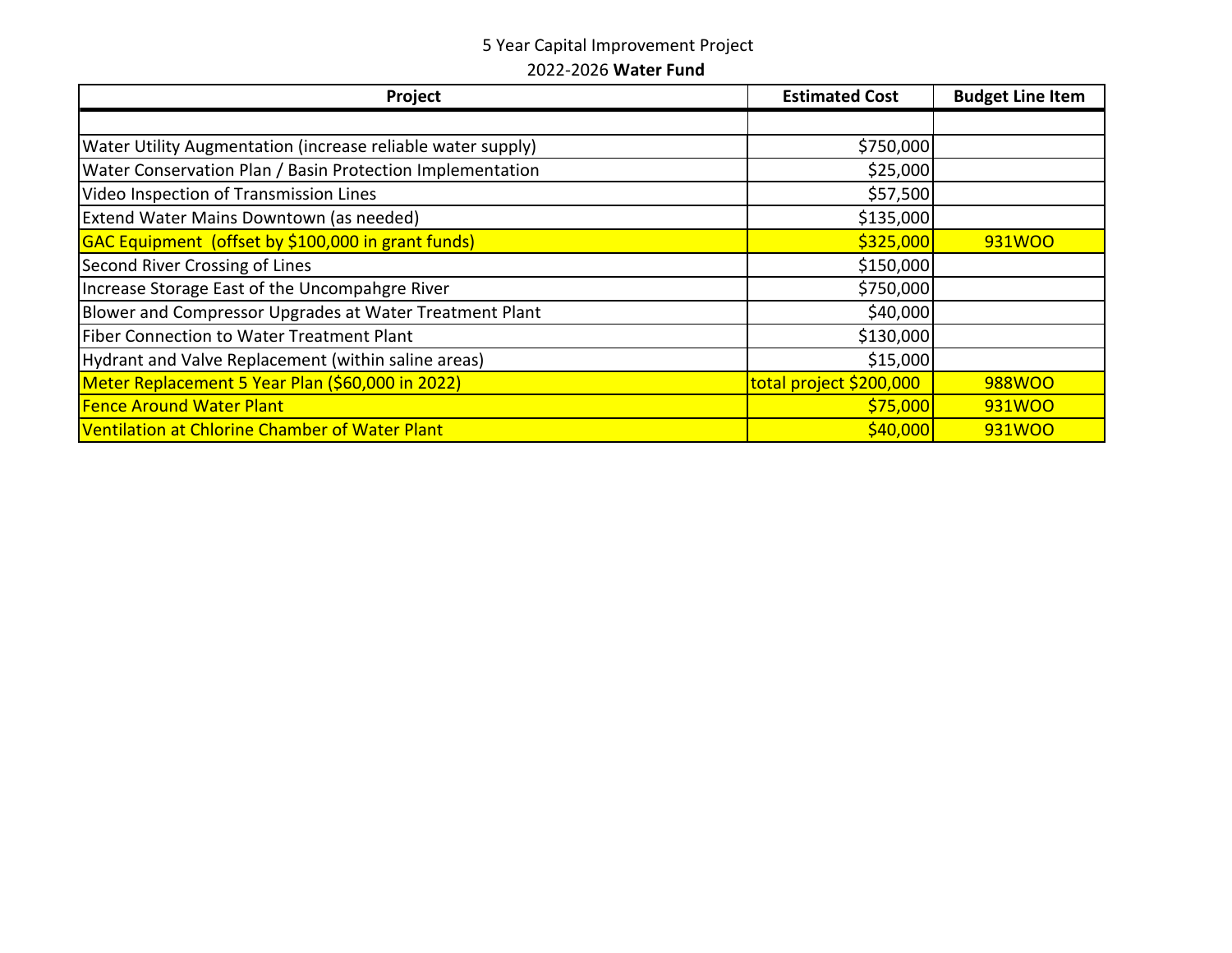5 Year Capital Improvement Project

2022-2026 **Water Fund**

| Project | Estimated Cost | Budget Line Item |
|---|---|---|
| | | |
| Water Utility Augmentation (increase reliable water supply) | $750,000 | |
| Water Conservation Plan / Basin Protection Implementation | $25,000 | |
| Video Inspection of Transmission Lines | $57,500 | |
| Extend Water Mains Downtown (as needed) | $135,000 | |
| GAC Equipment (offset by $100,000 in grant funds) | $325,000 | 931WOO |
| Second River Crossing of Lines | $150,000 | |
| Increase Storage East of the Uncompahgre River | $750,000 | |
| Blower and Compressor Upgrades at Water Treatment Plant | $40,000 | |
| Fiber Connection to Water Treatment Plant | $130,000 | |
| Hydrant and Valve Replacement (within saline areas) | $15,000 | |
| Meter Replacement 5 Year Plan ($60,000 in 2022) | total project $200,000 | 988WOO |
| Fence Around Water Plant | $75,000 | 931WOO |
| Ventilation at Chlorine Chamber of Water Plant | $40,000 | 931WOO |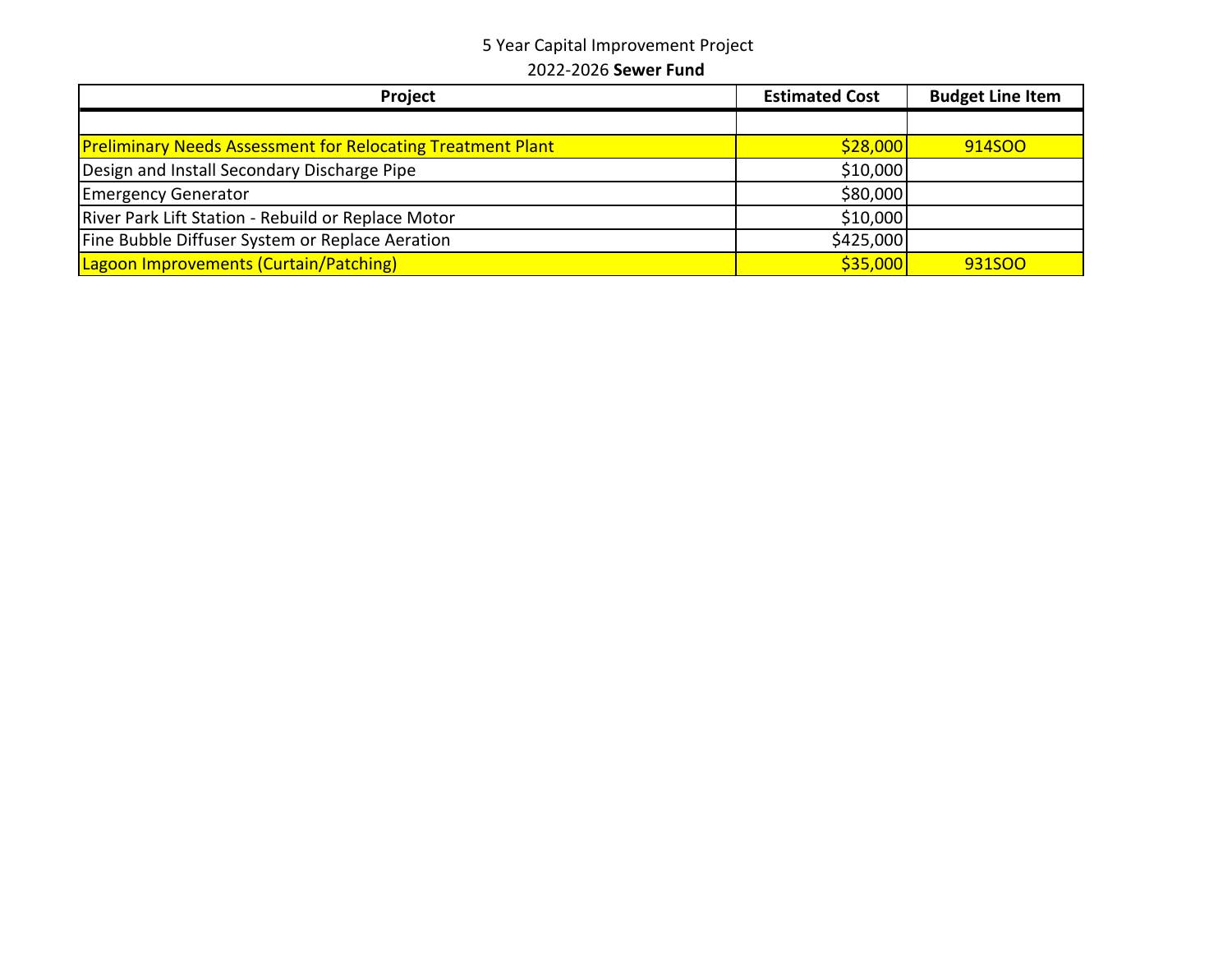5 Year Capital Improvement Project

2022-2026 **Sewer Fund**

| Project | Estimated Cost | Budget Line Item |
|---|---|---|
| | | |
| Preliminary Needs Assessment for Relocating Treatment Plant | $28,000 | 914SOO |
| Design and Install Secondary Discharge Pipe | $10,000 | |
| Emergency Generator | $80,000 | |
| River Park Lift Station - Rebuild or Replace Motor | $10,000 | |
| Fine Bubble Diffuser System or Replace Aeration | $425,000 | |
| Lagoon Improvements (Curtain/Patching) | $35,000 | 931SOO |